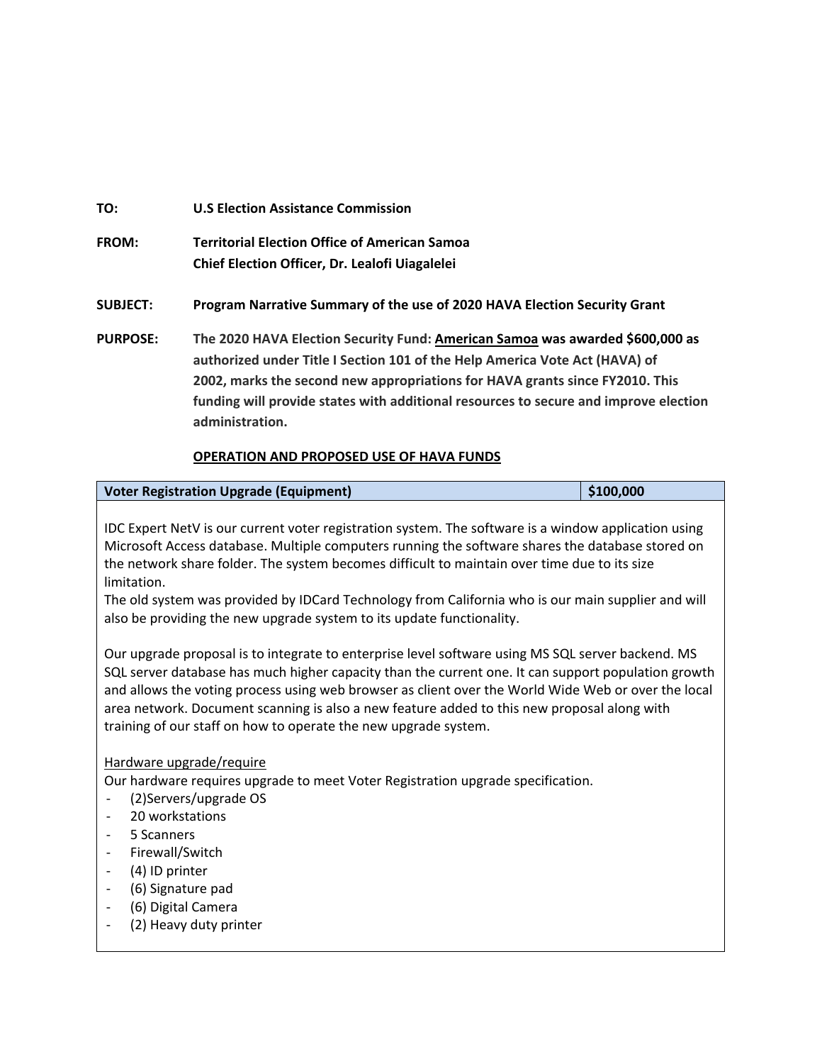**TO:** **U.S Election Assistance Commission**

**FROM:** **Territorial Election Office of American Samoa**
**Chief Election Officer, Dr. Lealofi Uiagalelei**

**SUBJECT:** **Program Narrative Summary of the use of 2020 HAVA Election Security Grant**

**PURPOSE:** **The 2020 HAVA Election Security Fund: <u>American Samoa</u> was awarded $600,000 as authorized under Title I Section 101 of the Help America Vote Act (HAVA) of 2002, marks the second new appropriations for HAVA grants since FY2010. This funding will provide states with additional resources to secure and improve election administration.**

## <u>OPERATION AND PROPOSED USE OF HAVA FUNDS</u>

| Voter Registration Upgrade (Equipment) | $100,000 |
|---|---|

IDC Expert NetV is our current voter registration system. The software is a window application using Microsoft Access database. Multiple computers running the software shares the database stored on the network share folder. The system becomes difficult to maintain over time due to its size limitation.
The old system was provided by IDCard Technology from California who is our main supplier and will also be providing the new upgrade system to its update functionality.

Our upgrade proposal is to integrate to enterprise level software using MS SQL server backend. MS SQL server database has much higher capacity than the current one. It can support population growth and allows the voting process using web browser as client over the World Wide Web or over the local area network. Document scanning is also a new feature added to this new proposal along with training of our staff on how to operate the new upgrade system.

<u>Hardware upgrade/require</u>
Our hardware requires upgrade to meet Voter Registration upgrade specification.

- (2)Servers/upgrade OS
- 20 workstations
- 5 Scanners
- Firewall/Switch
- (4) ID printer
- (6) Signature pad
- (6) Digital Camera
- (2) Heavy duty printer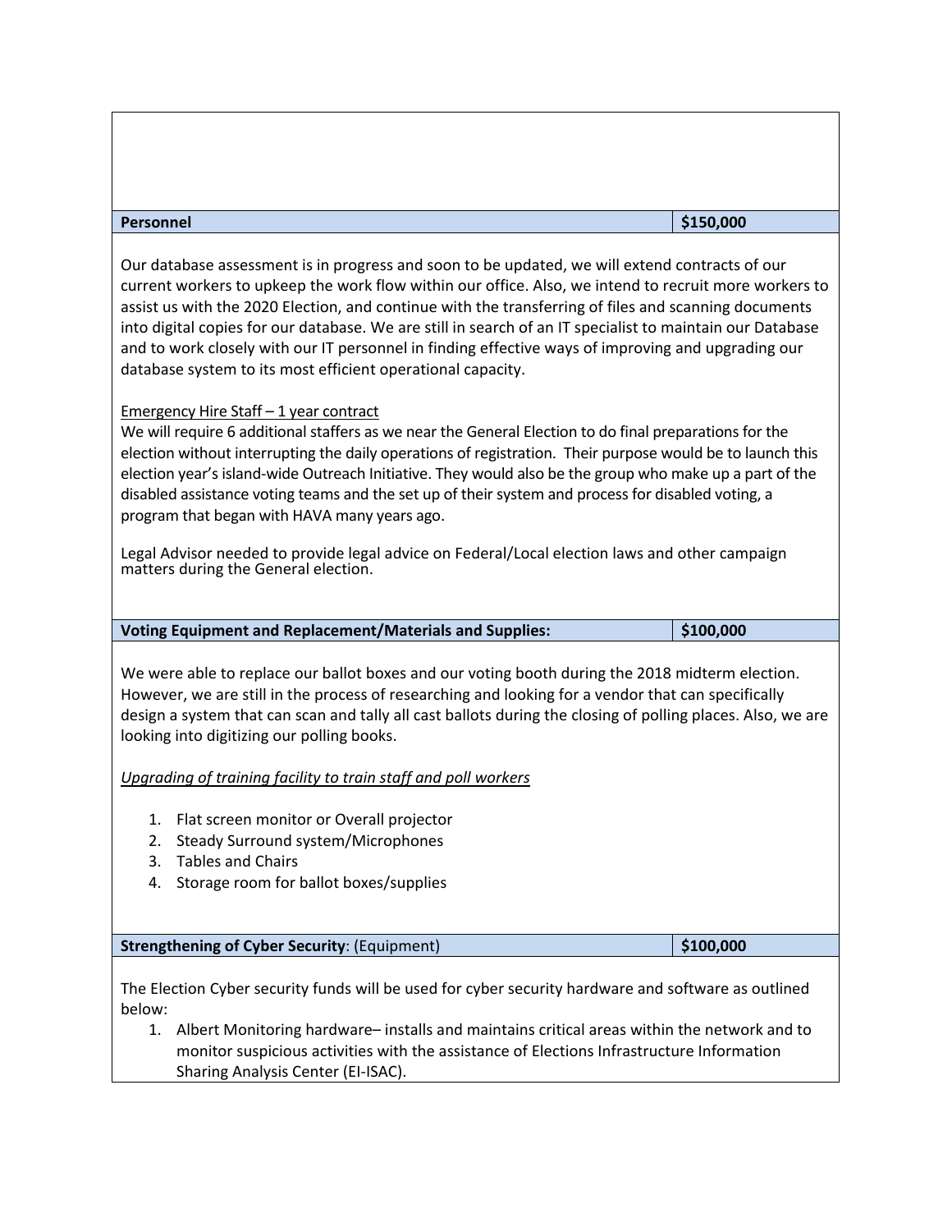| Personnel | $150,000 |
|---|---|

Our database assessment is in progress and soon to be updated, we will extend contracts of our current workers to upkeep the work flow within our office. Also, we intend to recruit more workers to assist us with the 2020 Election, and continue with the transferring of files and scanning documents into digital copies for our database. We are still in search of an IT specialist to maintain our Database and to work closely with our IT personnel in finding effective ways of improving and upgrading our database system to its most efficient operational capacity.

<u>Emergency Hire Staff – 1 year contract</u>

We will require 6 additional staffers as we near the General Election to do final preparations for the election without interrupting the daily operations of registration. Their purpose would be to launch this election year's island-wide Outreach Initiative. They would also be the group who make up a part of the disabled assistance voting teams and the set up of their system and process for disabled voting, a program that began with HAVA many years ago.

Legal Advisor needed to provide legal advice on Federal/Local election laws and other campaign matters during the General election.

| Voting Equipment and Replacement/Materials and Supplies: | $100,000 |
|---|---|

We were able to replace our ballot boxes and our voting booth during the 2018 midterm election. However, we are still in the process of researching and looking for a vendor that can specifically design a system that can scan and tally all cast ballots during the closing of polling places. Also, we are looking into digitizing our polling books.

*<u>Upgrading of training facility to train staff and poll workers</u>*

1. Flat screen monitor or Overall projector
2. Steady Surround system/Microphones
3. Tables and Chairs
4. Storage room for ballot boxes/supplies

| **Strengthening of Cyber Security**: (Equipment) | $100,000 |
|---|---|

The Election Cyber security funds will be used for cyber security hardware and software as outlined below:

1. Albert Monitoring hardware– installs and maintains critical areas within the network and to monitor suspicious activities with the assistance of Elections Infrastructure Information Sharing Analysis Center (EI-ISAC).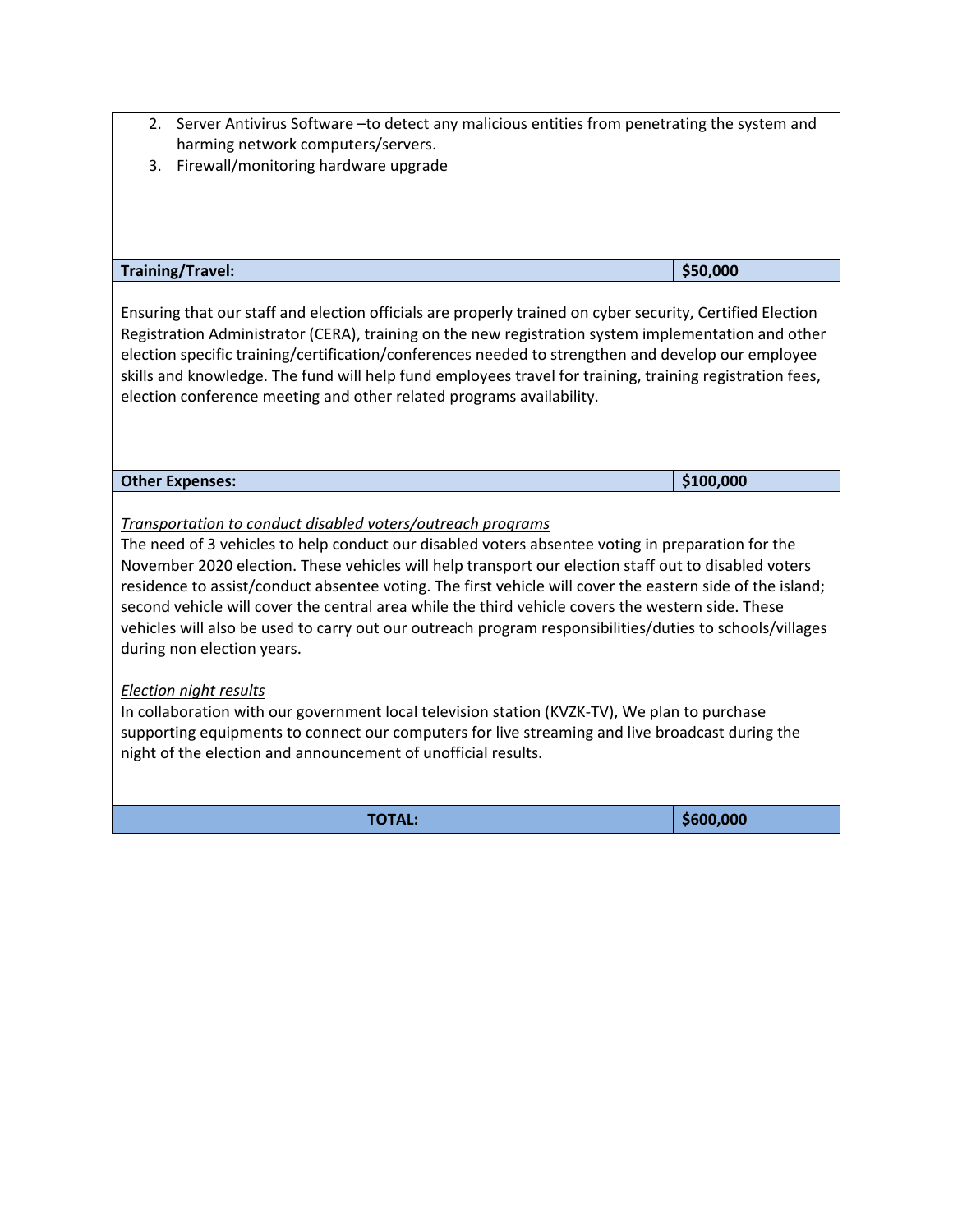2. Server Antivirus Software –to detect any malicious entities from penetrating the system and harming network computers/servers.
3. Firewall/monitoring hardware upgrade

| **Training/Travel:** | **$50,000** |
|---|---|

Ensuring that our staff and election officials are properly trained on cyber security, Certified Election Registration Administrator (CERA), training on the new registration system implementation and other election specific training/certification/conferences needed to strengthen and develop our employee skills and knowledge. The fund will help fund employees travel for training, training registration fees, election conference meeting and other related programs availability.

| **Other Expenses:** | **$100,000** |
|---|---|

*Transportation to conduct disabled voters/outreach programs*

The need of 3 vehicles to help conduct our disabled voters absentee voting in preparation for the November 2020 election. These vehicles will help transport our election staff out to disabled voters residence to assist/conduct absentee voting. The first vehicle will cover the eastern side of the island; second vehicle will cover the central area while the third vehicle covers the western side. These vehicles will also be used to carry out our outreach program responsibilities/duties to schools/villages during non election years.

*Election night results*

In collaboration with our government local television station (KVZK-TV), We plan to purchase supporting equipments to connect our computers for live streaming and live broadcast during the night of the election and announcement of unofficial results.

| **TOTAL:** | **$600,000** |
|---|---|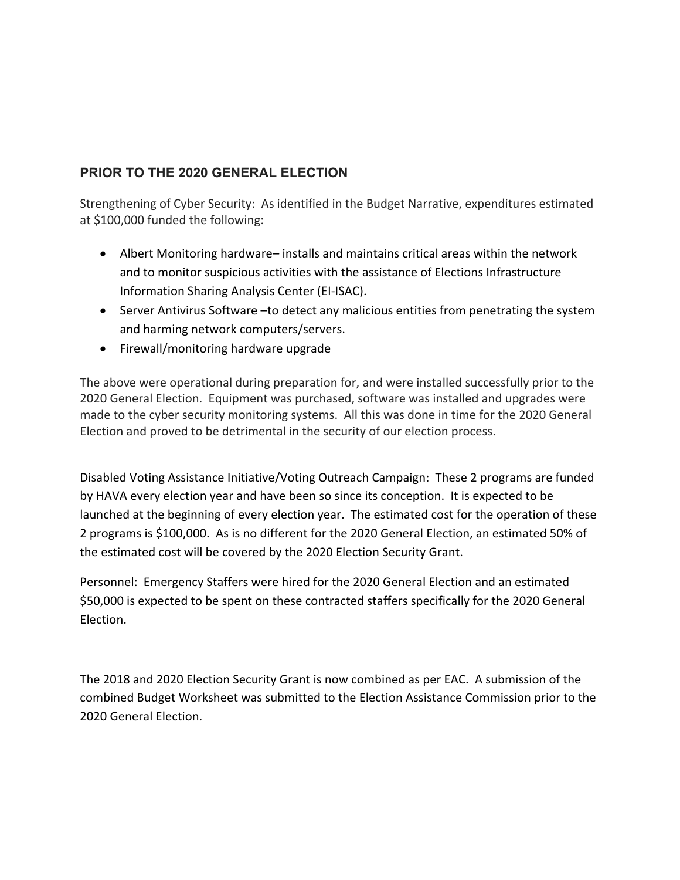## PRIOR TO THE 2020 GENERAL ELECTION

Strengthening of Cyber Security: As identified in the Budget Narrative, expenditures estimated at $100,000 funded the following:

- Albert Monitoring hardware– installs and maintains critical areas within the network and to monitor suspicious activities with the assistance of Elections Infrastructure Information Sharing Analysis Center (EI-ISAC).
- Server Antivirus Software –to detect any malicious entities from penetrating the system and harming network computers/servers.
- Firewall/monitoring hardware upgrade

The above were operational during preparation for, and were installed successfully prior to the 2020 General Election. Equipment was purchased, software was installed and upgrades were made to the cyber security monitoring systems. All this was done in time for the 2020 General Election and proved to be detrimental in the security of our election process.

Disabled Voting Assistance Initiative/Voting Outreach Campaign: These 2 programs are funded by HAVA every election year and have been so since its conception. It is expected to be launched at the beginning of every election year. The estimated cost for the operation of these 2 programs is $100,000. As is no different for the 2020 General Election, an estimated 50% of the estimated cost will be covered by the 2020 Election Security Grant.

Personnel: Emergency Staffers were hired for the 2020 General Election and an estimated $50,000 is expected to be spent on these contracted staffers specifically for the 2020 General Election.

The 2018 and 2020 Election Security Grant is now combined as per EAC. A submission of the combined Budget Worksheet was submitted to the Election Assistance Commission prior to the 2020 General Election.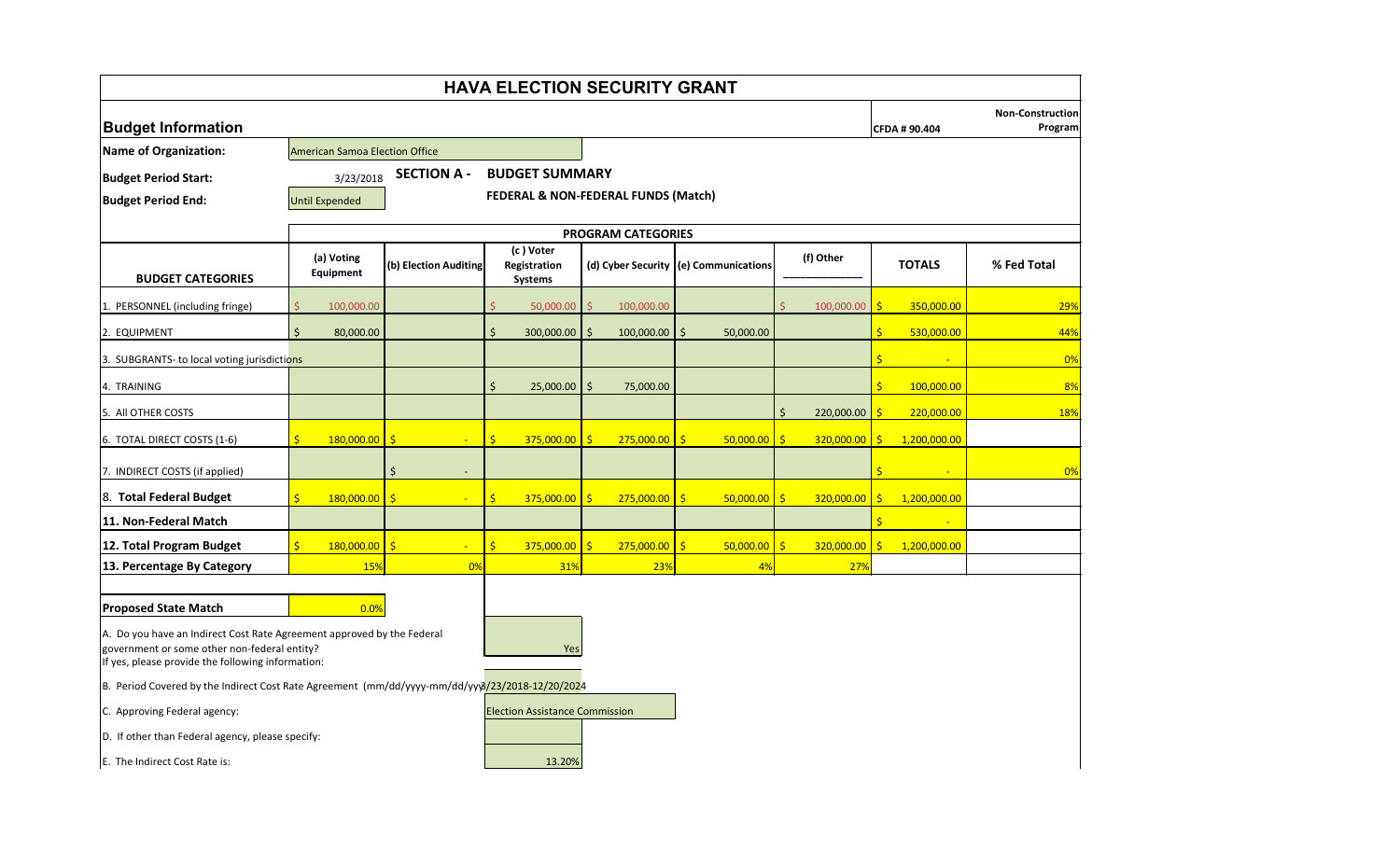# HAVA ELECTION SECURITY GRANT

## Budget Information

CFDA # 90.404

Non-Construction Program

**Name of Organization:** American Samoa Election Office

**Budget Period Start:** 3/23/2018

**Budget Period End:** Until Expended

**SECTION A - BUDGET SUMMARY**

**FEDERAL & NON-FEDERAL FUNDS (Match)**

| | PROGRAM CATEGORIES | | | | | | | |
|---|---|---|---|---|---|---|---|---|
| **BUDGET CATEGORIES** | (a) Voting Equipment | (b) Election Auditing | (c ) Voter Registration Systems | (d) Cyber Security | (e) Communications | (f) Other | **TOTALS** | **% Fed Total** |
| 1. PERSONNEL (including fringe) | $ 100,000.00 | | $ 50,000.00 | $ 100,000.00 | | $ 100,000.00 | $ 350,000.00 | 29% |
| 2. EQUIPMENT | $ 80,000.00 | | $ 300,000.00 | $ 100,000.00 | $ 50,000.00 | | $ 530,000.00 | 44% |
| 3. SUBGRANTS- to local voting jurisdictions | | | | | | | $ - | 0% |
| 4. TRAINING | | | $ 25,000.00 | $ 75,000.00 | | | $ 100,000.00 | 8% |
| 5. All OTHER COSTS | | | | | | $ 220,000.00 | $ 220,000.00 | 18% |
| 6. TOTAL DIRECT COSTS (1-6) | $ 180,000.00 | $ - | $ 375,000.00 | $ 275,000.00 | $ 50,000.00 | $ 320,000.00 | $ 1,200,000.00 | |
| 7. INDIRECT COSTS (if applied) | | $ - | | | | | $ - | 0% |
| **8. Total Federal Budget** | $ 180,000.00 | $ - | $ 375,000.00 | $ 275,000.00 | $ 50,000.00 | $ 320,000.00 | $ 1,200,000.00 | |
| **11. Non-Federal Match** | | | | | | | $ - | |
| **12. Total Program Budget** | $ 180,000.00 | $ - | $ 375,000.00 | $ 275,000.00 | $ 50,000.00 | $ 320,000.00 | $ 1,200,000.00 | |
| **13. Percentage By Category** | 15% | 0% | 31% | 23% | 4% | 27% | | |

**Proposed State Match** 0.0%

A. Do you have an Indirect Cost Rate Agreement approved by the Federal government or some other non-federal entity? If yes, please provide the following information: Yes

B. Period Covered by the Indirect Cost Rate Agreement (mm/dd/yyyy-mm/dd/yyyy): 3/23/2018-12/20/2024

C. Approving Federal agency: Election Assistance Commission

D. If other than Federal agency, please specify:

E. The Indirect Cost Rate is: 13.20%